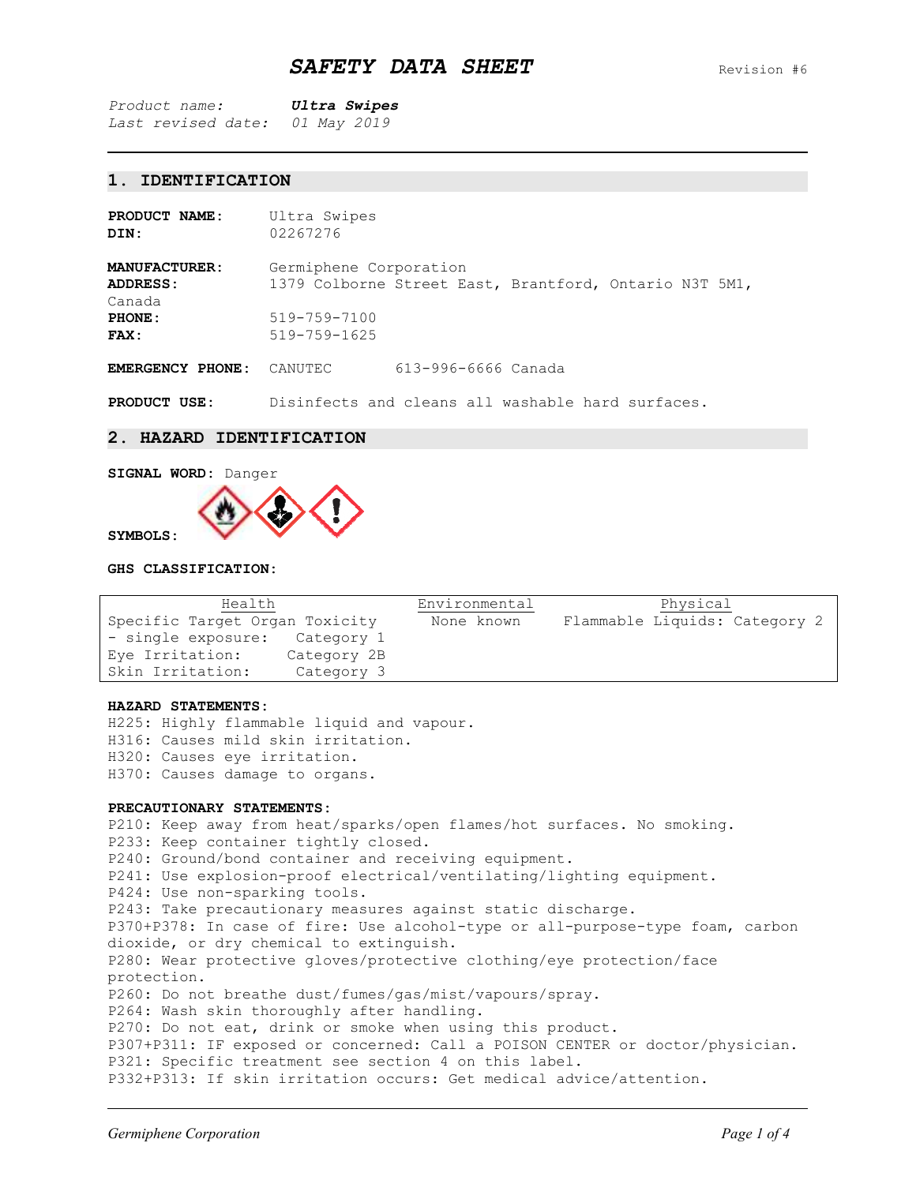# SAFETY DATA SHEET

Revision #6

*Product name:* ***Ultra Swipes***
*Last revised date:* *01 May 2019*

## 1. IDENTIFICATION

**PRODUCT NAME:** Ultra Swipes
**DIN:** 02267276

**MANUFACTURER:** Germiphene Corporation
**ADDRESS:** 1379 Colborne Street East, Brantford, Ontario N3T 5M1, Canada
**PHONE:** 519-759-7100
**FAX:** 519-759-1625

**EMERGENCY PHONE:** CANUTEC 613-996-6666 Canada

**PRODUCT USE:** Disinfects and cleans all washable hard surfaces.

## 2. HAZARD IDENTIFICATION

**SIGNAL WORD:** Danger

**SYMBOLS:**

**GHS CLASSIFICATION:**

| Health | Environmental | Physical |
|---|---|---|
| Specific Target Organ Toxicity - single exposure: Category 1<br>Eye Irritation: Category 2B<br>Skin Irritation: Category 3 | None known | Flammable Liquids: Category 2 |

**HAZARD STATEMENTS:**
H225: Highly flammable liquid and vapour.
H316: Causes mild skin irritation.
H320: Causes eye irritation.
H370: Causes damage to organs.

**PRECAUTIONARY STATEMENTS:**
P210: Keep away from heat/sparks/open flames/hot surfaces. No smoking.
P233: Keep container tightly closed.
P240: Ground/bond container and receiving equipment.
P241: Use explosion-proof electrical/ventilating/lighting equipment.
P424: Use non-sparking tools.
P243: Take precautionary measures against static discharge.
P370+P378: In case of fire: Use alcohol-type or all-purpose-type foam, carbon dioxide, or dry chemical to extinguish.
P280: Wear protective gloves/protective clothing/eye protection/face protection.
P260: Do not breathe dust/fumes/gas/mist/vapours/spray.
P264: Wash skin thoroughly after handling.
P270: Do not eat, drink or smoke when using this product.
P307+P311: IF exposed or concerned: Call a POISON CENTER or doctor/physician.
P321: Specific treatment see section 4 on this label.
P332+P313: If skin irritation occurs: Get medical advice/attention.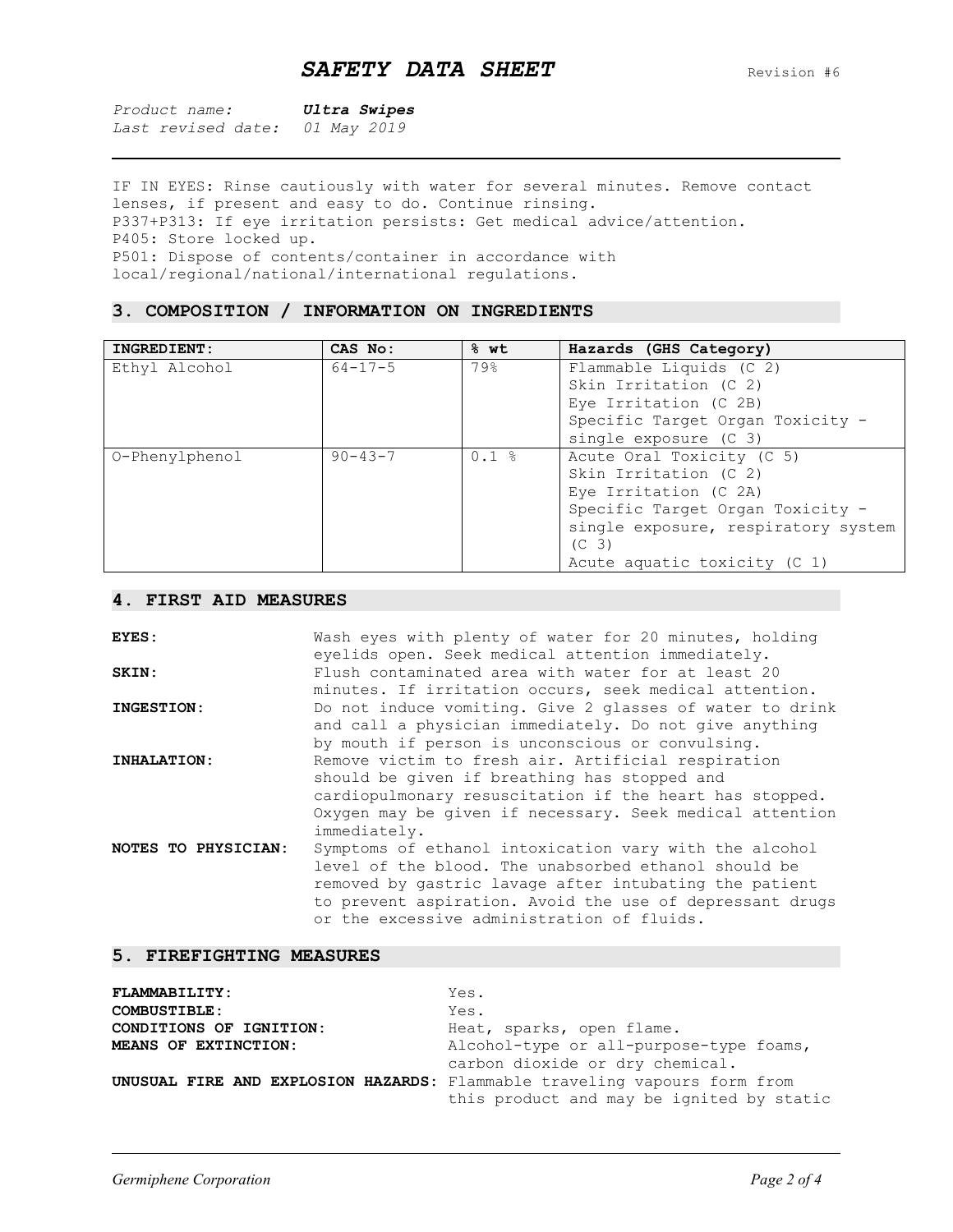IF IN EYES: Rinse cautiously with water for several minutes. Remove contact lenses, if present and easy to do. Continue rinsing.
P337+P313: If eye irritation persists: Get medical advice/attention.
P405: Store locked up.
P501: Dispose of contents/container in accordance with local/regional/national/international regulations.

## 3. COMPOSITION / INFORMATION ON INGREDIENTS

| INGREDIENT: | CAS No: | % wt | Hazards (GHS Category) |
|---|---|---|---|
| Ethyl Alcohol | 64-17-5 | 79% | Flammable Liquids (C 2)<br>Skin Irritation (C 2)<br>Eye Irritation (C 2B)<br>Specific Target Organ Toxicity - single exposure (C 3) |
| O-Phenylphenol | 90-43-7 | 0.1 % | Acute Oral Toxicity (C 5)<br>Skin Irritation (C 2)<br>Eye Irritation (C 2A)<br>Specific Target Organ Toxicity - single exposure, respiratory system (C 3)<br>Acute aquatic toxicity (C 1) |

## 4. FIRST AID MEASURES

**EYES:** Wash eyes with plenty of water for 20 minutes, holding eyelids open. Seek medical attention immediately.

**SKIN:** Flush contaminated area with water for at least 20 minutes. If irritation occurs, seek medical attention.

**INGESTION:** Do not induce vomiting. Give 2 glasses of water to drink and call a physician immediately. Do not give anything by mouth if person is unconscious or convulsing.

**INHALATION:** Remove victim to fresh air. Artificial respiration should be given if breathing has stopped and cardiopulmonary resuscitation if the heart has stopped. Oxygen may be given if necessary. Seek medical attention immediately.

**NOTES TO PHYSICIAN:** Symptoms of ethanol intoxication vary with the alcohol level of the blood. The unabsorbed ethanol should be removed by gastric lavage after intubating the patient to prevent aspiration. Avoid the use of depressant drugs or the excessive administration of fluids.

## 5. FIREFIGHTING MEASURES

**FLAMMABILITY:** Yes.

**COMBUSTIBLE:** Yes.

**CONDITIONS OF IGNITION:** Heat, sparks, open flame.

**MEANS OF EXTINCTION:** Alcohol-type or all-purpose-type foams, carbon dioxide or dry chemical.

**UNUSUAL FIRE AND EXPLOSION HAZARDS:** Flammable traveling vapours form from this product and may be ignited by static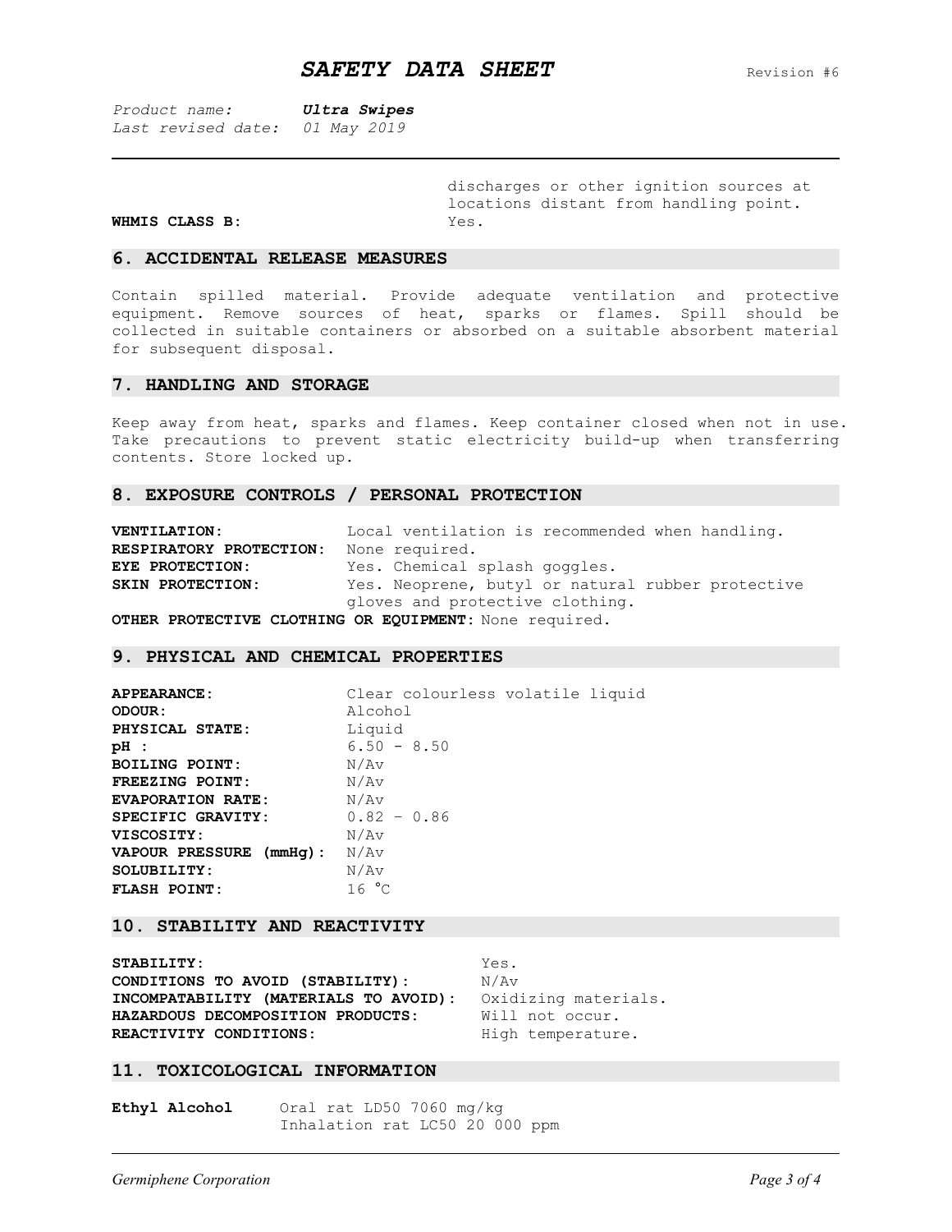discharges or other ignition sources at locations distant from handling point.

**WHMIS CLASS B:** Yes.

## 6. ACCIDENTAL RELEASE MEASURES

Contain spilled material. Provide adequate ventilation and protective equipment. Remove sources of heat, sparks or flames. Spill should be collected in suitable containers or absorbed on a suitable absorbent material for subsequent disposal.

## 7. HANDLING AND STORAGE

Keep away from heat, sparks and flames. Keep container closed when not in use. Take precautions to prevent static electricity build-up when transferring contents. Store locked up.

## 8. EXPOSURE CONTROLS / PERSONAL PROTECTION

**VENTILATION:** Local ventilation is recommended when handling.
**RESPIRATORY PROTECTION:** None required.
**EYE PROTECTION:** Yes. Chemical splash goggles.
**SKIN PROTECTION:** Yes. Neoprene, butyl or natural rubber protective gloves and protective clothing.
**OTHER PROTECTIVE CLOTHING OR EQUIPMENT:** None required.

## 9. PHYSICAL AND CHEMICAL PROPERTIES

**APPEARANCE:** Clear colourless volatile liquid
**ODOUR:** Alcohol
**PHYSICAL STATE:** Liquid
**pH :** 6.50 - 8.50
**BOILING POINT:** N/Av
**FREEZING POINT:** N/Av
**EVAPORATION RATE:** N/Av
**SPECIFIC GRAVITY:** 0.82 – 0.86
**VISCOSITY:** N/Av
**VAPOUR PRESSURE (mmHg):** N/Av
**SOLUBILITY:** N/Av
**FLASH POINT:** 16 °C

## 10. STABILITY AND REACTIVITY

**STABILITY:** Yes.
**CONDITIONS TO AVOID (STABILITY):** N/Av
**INCOMPATABILITY (MATERIALS TO AVOID):** Oxidizing materials.
**HAZARDOUS DECOMPOSITION PRODUCTS:** Will not occur.
**REACTIVITY CONDITIONS:** High temperature.

## 11. TOXICOLOGICAL INFORMATION

**Ethyl Alcohol** Oral rat LD50 7060 mg/kg
Inhalation rat LC50 20 000 ppm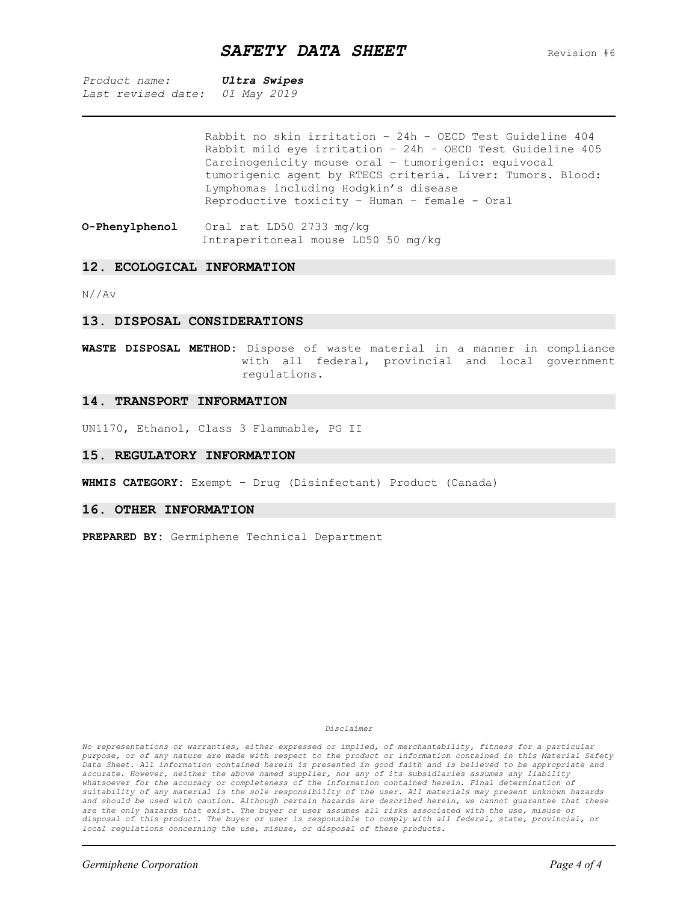Rabbit no skin irritation – 24h – OECD Test Guideline 404
Rabbit mild eye irritation – 24h – OECD Test Guideline 405
Carcinogenicity mouse oral – tumorigenic: equivocal tumorigenic agent by RTECS criteria. Liver: Tumors. Blood: Lymphomas including Hodgkin's disease
Reproductive toxicity – Human – female - Oral

**O-Phenylphenol** Oral rat LD50 2733 mg/kg
Intraperitoneal mouse LD50 50 mg/kg

## 12. ECOLOGICAL INFORMATION

N//Av

## 13. DISPOSAL CONSIDERATIONS

**WASTE DISPOSAL METHOD:** Dispose of waste material in a manner in compliance with all federal, provincial and local government regulations.

## 14. TRANSPORT INFORMATION

UN1170, Ethanol, Class 3 Flammable, PG II

## 15. REGULATORY INFORMATION

**WHMIS CATEGORY:** Exempt – Drug (Disinfectant) Product (Canada)

## 16. OTHER INFORMATION

**PREPARED BY:** Germiphene Technical Department

*Disclaimer*

*No representations or warranties, either expressed or implied, of merchantability, fitness for a particular purpose, or of any nature are made with respect to the product or information contained in this Material Safety Data Sheet. All information contained herein is presented in good faith and is believed to be appropriate and accurate. However, neither the above named supplier, nor any of its subsidiaries assumes any liability whatsoever for the accuracy or completeness of the information contained herein. Final determination of suitability of any material is the sole responsibility of the user. All materials may present unknown hazards and should be used with caution. Although certain hazards are described herein, we cannot guarantee that these are the only hazards that exist. The buyer or user assumes all risks associated with the use, misuse or disposal of this product. The buyer or user is responsible to comply with all federal, state, provincial, or local regulations concerning the use, misuse, or disposal of these products.*